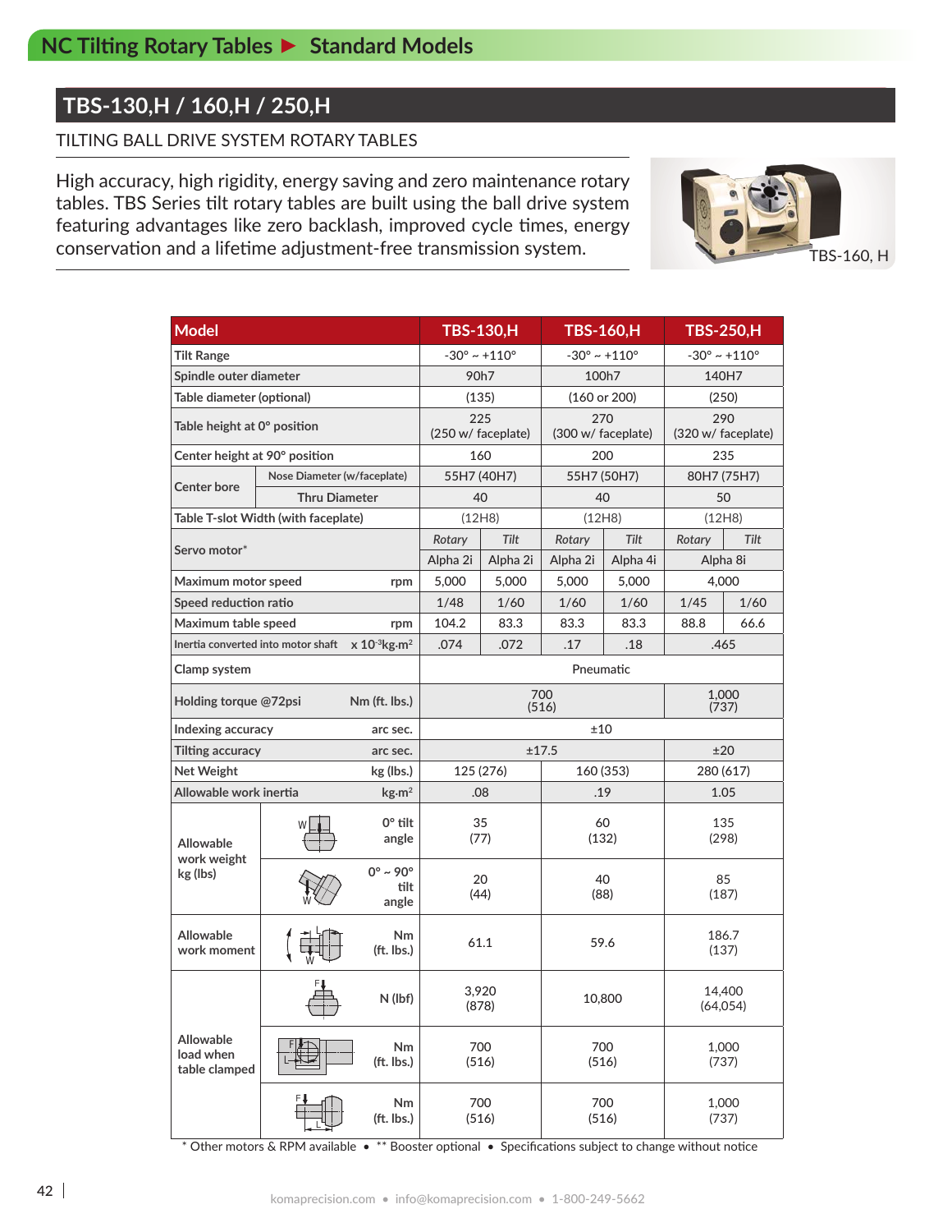## NC Tilting Rotary Tables ► Standard Models

# TBS-130,H / 160,H / 250,H

TILTING BALL DRIVE SYSTEM ROTARY TABLES

High accuracy, high rigidity, energy saving and zero maintenance rotary tables. TBS Series tilt rotary tables are built using the ball drive system featuring advantages like zero backlash, improved cycle times, energy conservation and a lifetime adjustment-free transmission system.

TBS-160, H

| Model | | | TBS-130,H | | TBS-160,H | | TBS-250,H | |
|---|---|---|---|---|---|---|---|---|
| Tilt Range | | | -30° ~ +110° | | -30° ~ +110° | | -30° ~ +110° | |
| Spindle outer diameter | | | 90h7 | | 100h7 | | 140H7 | |
| Table diameter (optional) | | | (135) | | (160 or 200) | | (250) | |
| Table height at 0° position | | | 225 (250 w/ faceplate) | | 270 (300 w/ faceplate) | | 290 (320 w/ faceplate) | |
| Center height at 90° position | | | 160 | | 200 | | 235 | |
| Center bore | Nose Diameter (w/faceplate) | | 55H7 (40H7) | | 55H7 (50H7) | | 80H7 (75H7) | |
| | Thru Diameter | | 40 | | 40 | | 50 | |
| Table T-slot Width (with faceplate) | | | (12H8) | | (12H8) | | (12H8) | |
| Servo motor* | | | *Rotary* | *Tilt* | *Rotary* | *Tilt* | *Rotary* | *Tilt* |
| | | | Alpha 2i | Alpha 2i | Alpha 2i | Alpha 4i | Alpha 8i | |
| Maximum motor speed | | rpm | 5,000 | 5,000 | 5,000 | 5,000 | 4,000 | |
| Speed reduction ratio | | | 1/48 | 1/60 | 1/60 | 1/60 | 1/45 | 1/60 |
| Maximum table speed | | rpm | 104.2 | 83.3 | 83.3 | 83.3 | 88.8 | 66.6 |
| Inertia converted into motor shaft | | $\times 10^{-3}$kg·m$^2$ | .074 | .072 | .17 | .18 | .465 | |
| Clamp system | | | Pneumatic | | | | | |
| Holding torque @72psi | | Nm (ft. lbs.) | 700 (516) | | | | 1,000 (737) | |
| Indexing accuracy | | arc sec. | ±10 | | | | | |
| Tilting accuracy | | arc sec. | ±17.5 | | | | ±20 | |
| Net Weight | | kg (lbs.) | 125 (276) | | 160 (353) | | 280 (617) | |
| Allowable work inertia | | kg·m$^2$ | .08 | | .19 | | 1.05 | |
| Allowable work weight kg (lbs) | | 0° tilt angle | 35 (77) | | 60 (132) | | 135 (298) | |
| | | 0° ~ 90° tilt angle | 20 (44) | | 40 (88) | | 85 (187) | |
| Allowable work moment | | Nm (ft. lbs.) | 61.1 | | 59.6 | | 186.7 (137) | |
| Allowable load when table clamped | | N (lbf) | 3,920 (878) | | 10,800 | | 14,400 (64,054) | |
| | | Nm (ft. lbs.) | 700 (516) | | 700 (516) | | 1,000 (737) | |
| | | Nm (ft. lbs.) | 700 (516) | | 700 (516) | | 1,000 (737) | |

\* Other motors & RPM available • ** Booster optional • Specifications subject to change without notice

komaprecision.com • info@komaprecision.com • 1-800-249-5662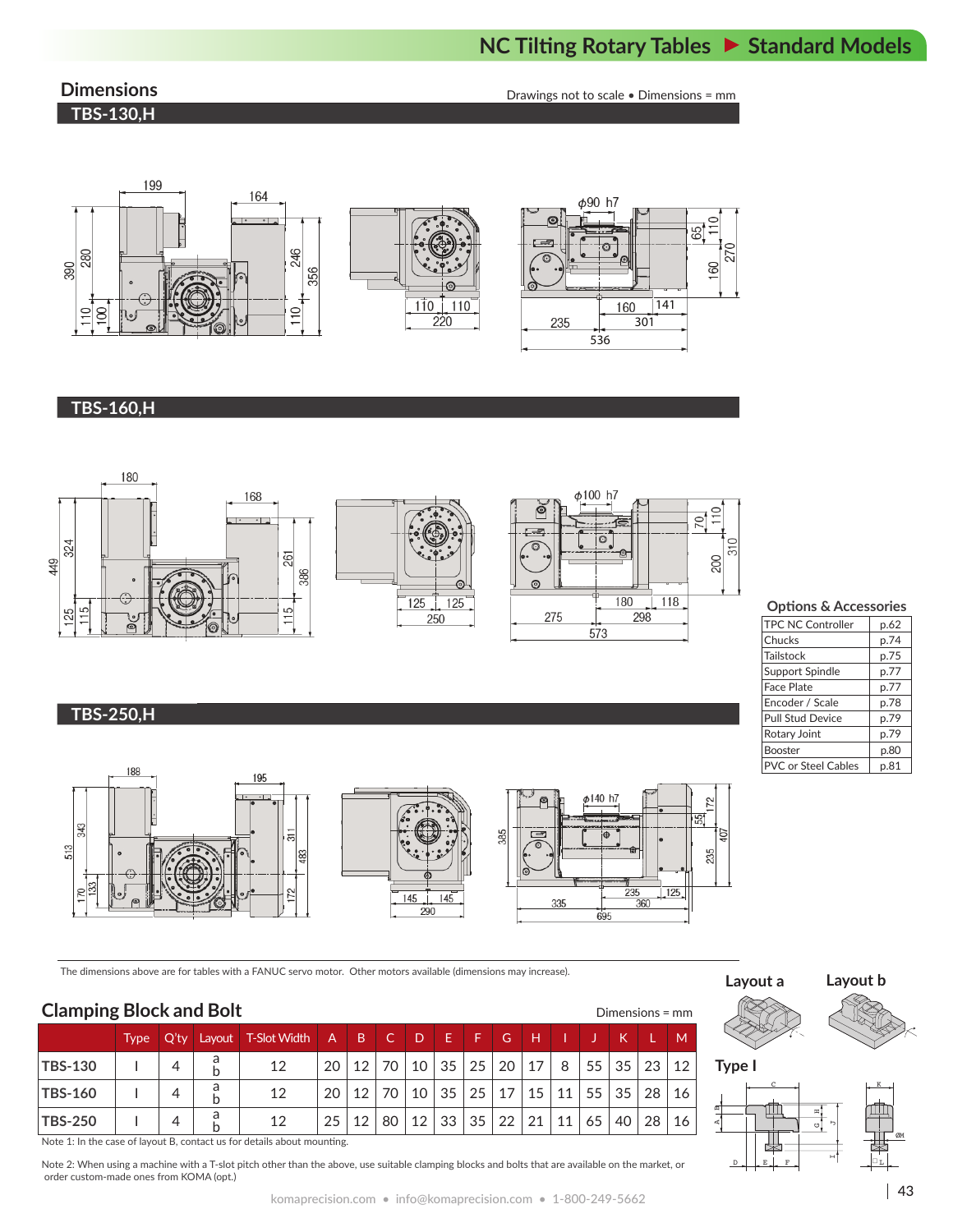# NC Tilting Rotary Tables ▶ Standard Models

## Dimensions

Drawings not to scale • Dimensions = mm

### TBS-130,H

199
164
390
280
246
356
110
100
110
ϕ90 h7
110
110
220
65
110
160
270
235
160
141
301
536

### TBS-160,H

180
168
449
324
261
386
125
115
115
ϕ100 h7
125
125
250
70
110
200
310
275
180
118
298
573

### TBS-250,H

188
195
513
343
311
483
170
133
172
ϕ140 h7
145
145
290
385
55
172
407
235
335
235
125
360
695

The dimensions above are for tables with a FANUC servo motor. Other motors available (dimensions may increase).

### Options & Accessories

| | |
|---|---|
| TPC NC Controller | p.62 |
| Chucks | p.74 |
| Tailstock | p.75 |
| Support Spindle | p.77 |
| Face Plate | p.77 |
| Encoder / Scale | p.78 |
| Pull Stud Device | p.79 |
| Rotary Joint | p.79 |
| Booster | p.80 |
| PVC or Steel Cables | p.81 |

## Clamping Block and Bolt

Dimensions = mm

| | Type | Q'ty | Layout | T-Slot Width | A | B | C | D | E | F | G | H | I | J | K | L | M |
|---|---|---|---|---|---|---|---|---|---|---|---|---|---|---|---|---|---|
| TBS-130 | I | 4 | a b | 12 | 20 | 12 | 70 | 10 | 35 | 25 | 20 | 17 | 8 | 55 | 35 | 23 | 12 |
| TBS-160 | I | 4 | a b | 12 | 20 | 12 | 70 | 10 | 35 | 25 | 17 | 15 | 11 | 55 | 35 | 28 | 16 |
| TBS-250 | I | 4 | a b | 12 | 25 | 12 | 80 | 12 | 33 | 35 | 22 | 21 | 11 | 65 | 40 | 28 | 16 |

Note 1: In the case of layout B, contact us for details about mounting.

Note 2: When using a machine with a T-slot pitch other than the above, use suitable clamping blocks and bolts that are available on the market, or order custom-made ones from KOMA (opt.)

Layout a

Layout b

Type I

komaprecision.com • info@komaprecision.com • 1-800-249-5662